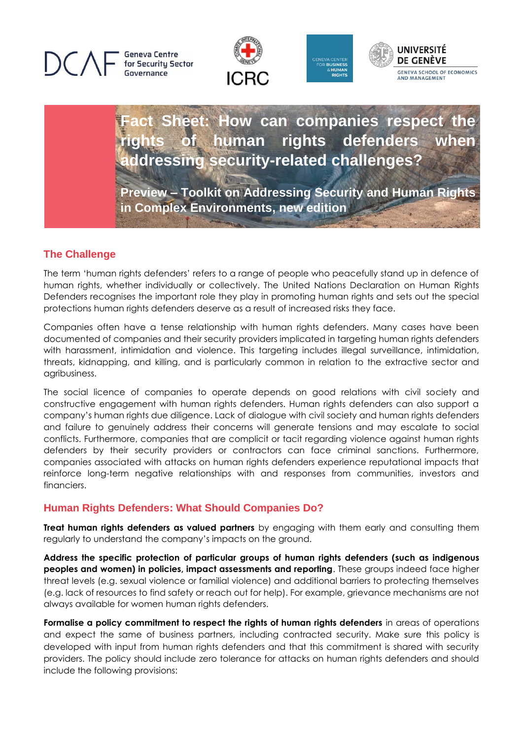DCAF Geneva Centre for Security Sector Governance | ICRC | Geneva Center for Business & Human Rights | Université de Genève – Geneva School of Economics and Management

# Fact Sheet: How can companies respect the rights of human rights defenders when addressing security-related challenges?

**Preview – Toolkit on Addressing Security and Human Rights in Complex Environments, new edition**

## The Challenge

The term 'human rights defenders' refers to a range of people who peacefully stand up in defence of human rights, whether individually or collectively. The United Nations Declaration on Human Rights Defenders recognises the important role they play in promoting human rights and sets out the special protections human rights defenders deserve as a result of increased risks they face.

Companies often have a tense relationship with human rights defenders. Many cases have been documented of companies and their security providers implicated in targeting human rights defenders with harassment, intimidation and violence. This targeting includes illegal surveillance, intimidation, threats, kidnapping, and killing, and is particularly common in relation to the extractive sector and agribusiness.

The social licence of companies to operate depends on good relations with civil society and constructive engagement with human rights defenders. Human rights defenders can also support a company's human rights due diligence. Lack of dialogue with civil society and human rights defenders and failure to genuinely address their concerns will generate tensions and may escalate to social conflicts. Furthermore, companies that are complicit or tacit regarding violence against human rights defenders by their security providers or contractors can face criminal sanctions. Furthermore, companies associated with attacks on human rights defenders experience reputational impacts that reinforce long-term negative relationships with and responses from communities, investors and financiers.

## Human Rights Defenders: What Should Companies Do?

**Treat human rights defenders as valued partners** by engaging with them early and consulting them regularly to understand the company's impacts on the ground.

**Address the specific protection of particular groups of human rights defenders (such as indigenous peoples and women) in policies, impact assessments and reporting**. These groups indeed face higher threat levels (e.g. sexual violence or familial violence) and additional barriers to protecting themselves (e.g. lack of resources to find safety or reach out for help). For example, grievance mechanisms are not always available for women human rights defenders.

**Formalise a policy commitment to respect the rights of human rights defenders** in areas of operations and expect the same of business partners, including contracted security. Make sure this policy is developed with input from human rights defenders and that this commitment is shared with security providers. The policy should include zero tolerance for attacks on human rights defenders and should include the following provisions: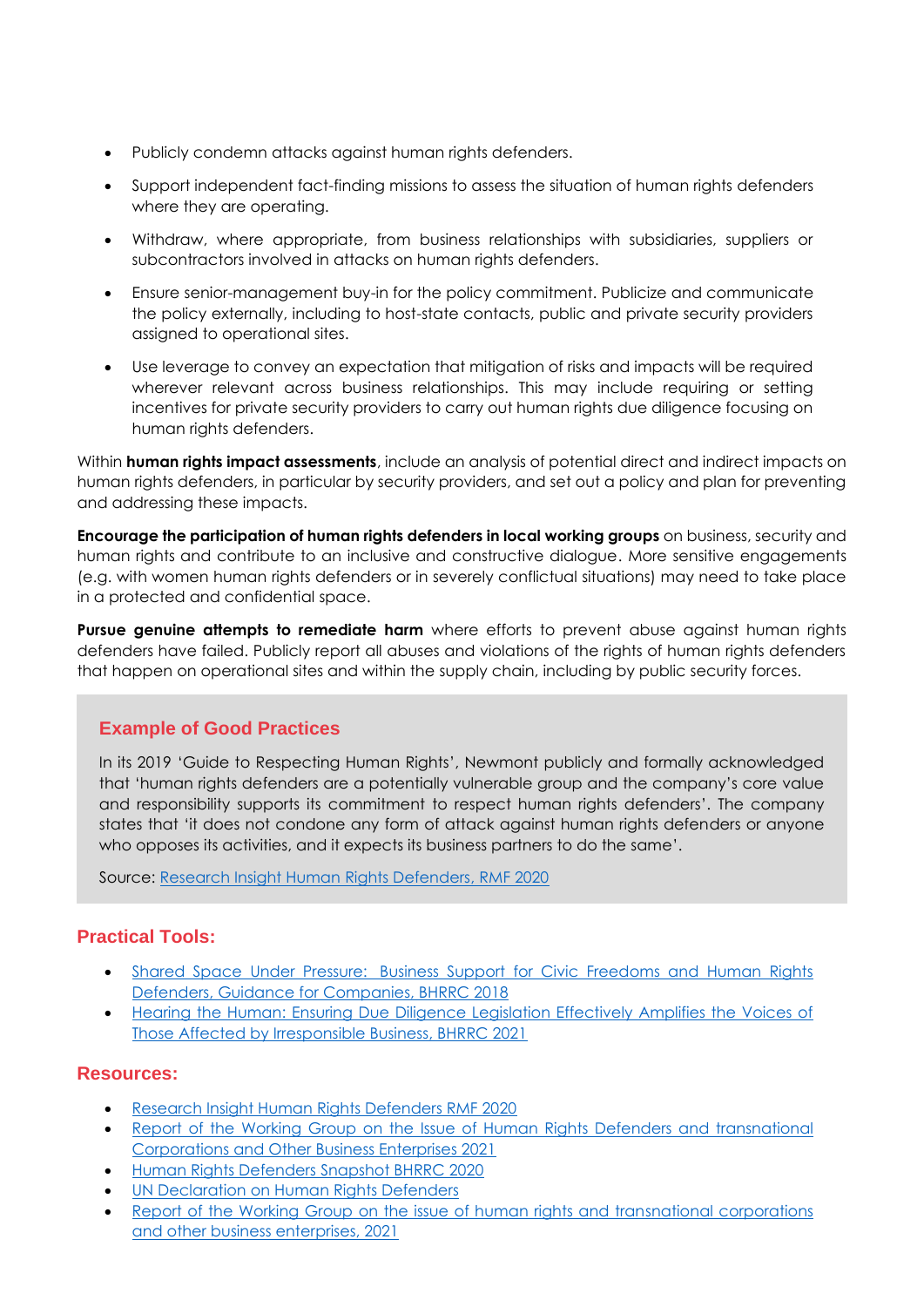- Publicly condemn attacks against human rights defenders.
- Support independent fact-finding missions to assess the situation of human rights defenders where they are operating.
- Withdraw, where appropriate, from business relationships with subsidiaries, suppliers or subcontractors involved in attacks on human rights defenders.
- Ensure senior-management buy-in for the policy commitment. Publicize and communicate the policy externally, including to host-state contacts, public and private security providers assigned to operational sites.
- Use leverage to convey an expectation that mitigation of risks and impacts will be required wherever relevant across business relationships. This may include requiring or setting incentives for private security providers to carry out human rights due diligence focusing on human rights defenders.

Within **human rights impact assessments**, include an analysis of potential direct and indirect impacts on human rights defenders, in particular by security providers, and set out a policy and plan for preventing and addressing these impacts.

**Encourage the participation of human rights defenders in local working groups** on business, security and human rights and contribute to an inclusive and constructive dialogue. More sensitive engagements (e.g. with women human rights defenders or in severely conflictual situations) may need to take place in a protected and confidential space.

**Pursue genuine attempts to remediate harm** where efforts to prevent abuse against human rights defenders have failed. Publicly report all abuses and violations of the rights of human rights defenders that happen on operational sites and within the supply chain, including by public security forces.

### Example of Good Practices

In its 2019 'Guide to Respecting Human Rights', Newmont publicly and formally acknowledged that 'human rights defenders are a potentially vulnerable group and the company's core value and responsibility supports its commitment to respect human rights defenders'. The company states that 'it does not condone any form of attack against human rights defenders or anyone who opposes its activities, and it expects its business partners to do the same'.

Source: Research Insight Human Rights Defenders, RMF 2020

### Practical Tools:

- Shared Space Under Pressure: Business Support for Civic Freedoms and Human Rights Defenders, Guidance for Companies, BHRRC 2018
- Hearing the Human: Ensuring Due Diligence Legislation Effectively Amplifies the Voices of Those Affected by Irresponsible Business, BHRRC 2021

### Resources:

- Research Insight Human Rights Defenders RMF 2020
- Report of the Working Group on the Issue of Human Rights Defenders and transnational Corporations and Other Business Enterprises 2021
- Human Rights Defenders Snapshot BHRRC 2020
- UN Declaration on Human Rights Defenders
- Report of the Working Group on the issue of human rights and transnational corporations and other business enterprises, 2021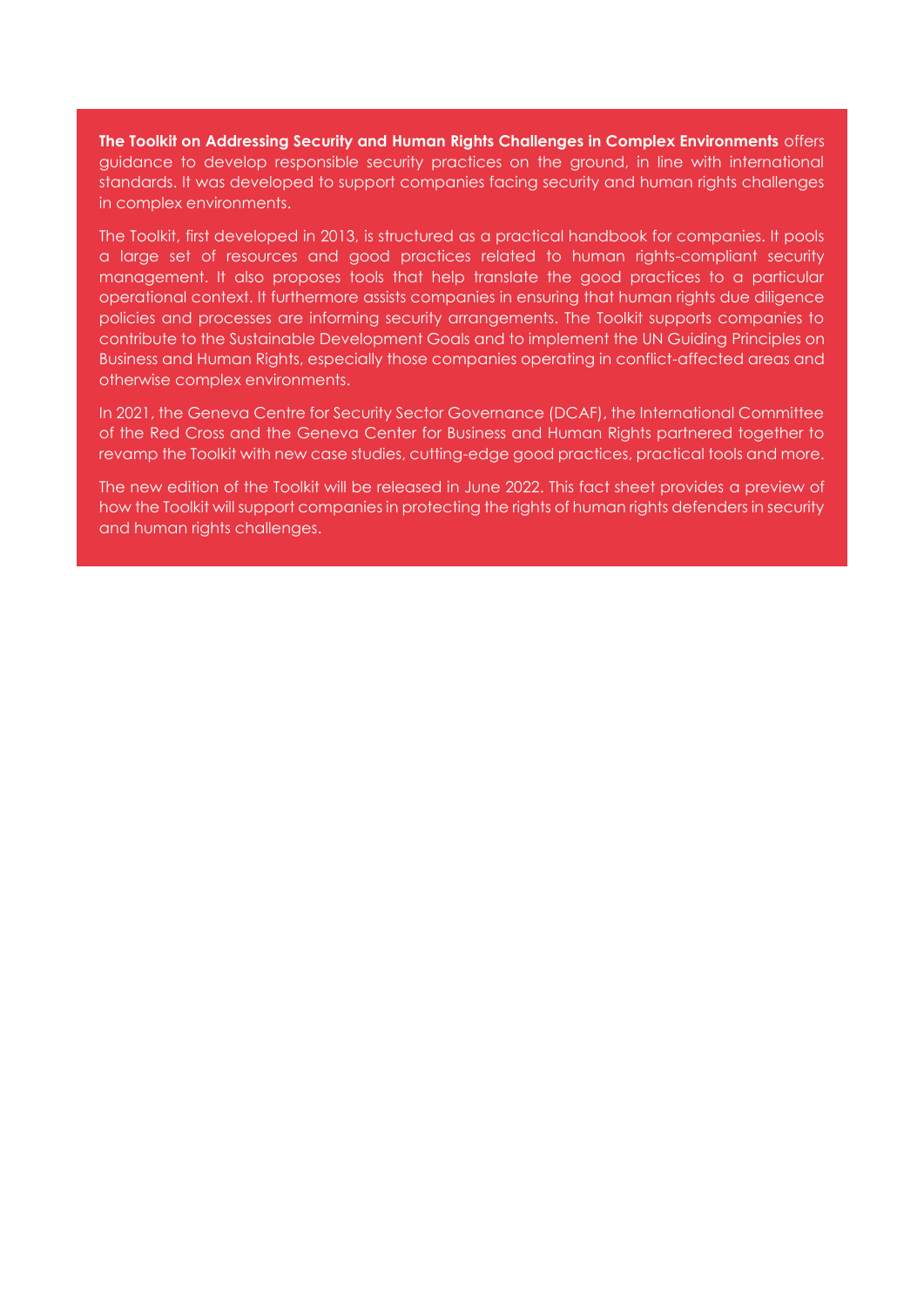**The Toolkit on Addressing Security and Human Rights Challenges in Complex Environments** offers guidance to develop responsible security practices on the ground, in line with international standards. It was developed to support companies facing security and human rights challenges in complex environments.

The Toolkit, first developed in 2013, is structured as a practical handbook for companies. It pools a large set of resources and good practices related to human rights-compliant security management. It also proposes tools that help translate the good practices to a particular operational context. It furthermore assists companies in ensuring that human rights due diligence policies and processes are informing security arrangements. The Toolkit supports companies to contribute to the Sustainable Development Goals and to implement the UN Guiding Principles on Business and Human Rights, especially those companies operating in conflict-affected areas and otherwise complex environments.

In 2021, the Geneva Centre for Security Sector Governance (DCAF), the International Committee of the Red Cross and the Geneva Center for Business and Human Rights partnered together to revamp the Toolkit with new case studies, cutting-edge good practices, practical tools and more.

The new edition of the Toolkit will be released in June 2022. This fact sheet provides a preview of how the Toolkit will support companies in protecting the rights of human rights defenders in security and human rights challenges.